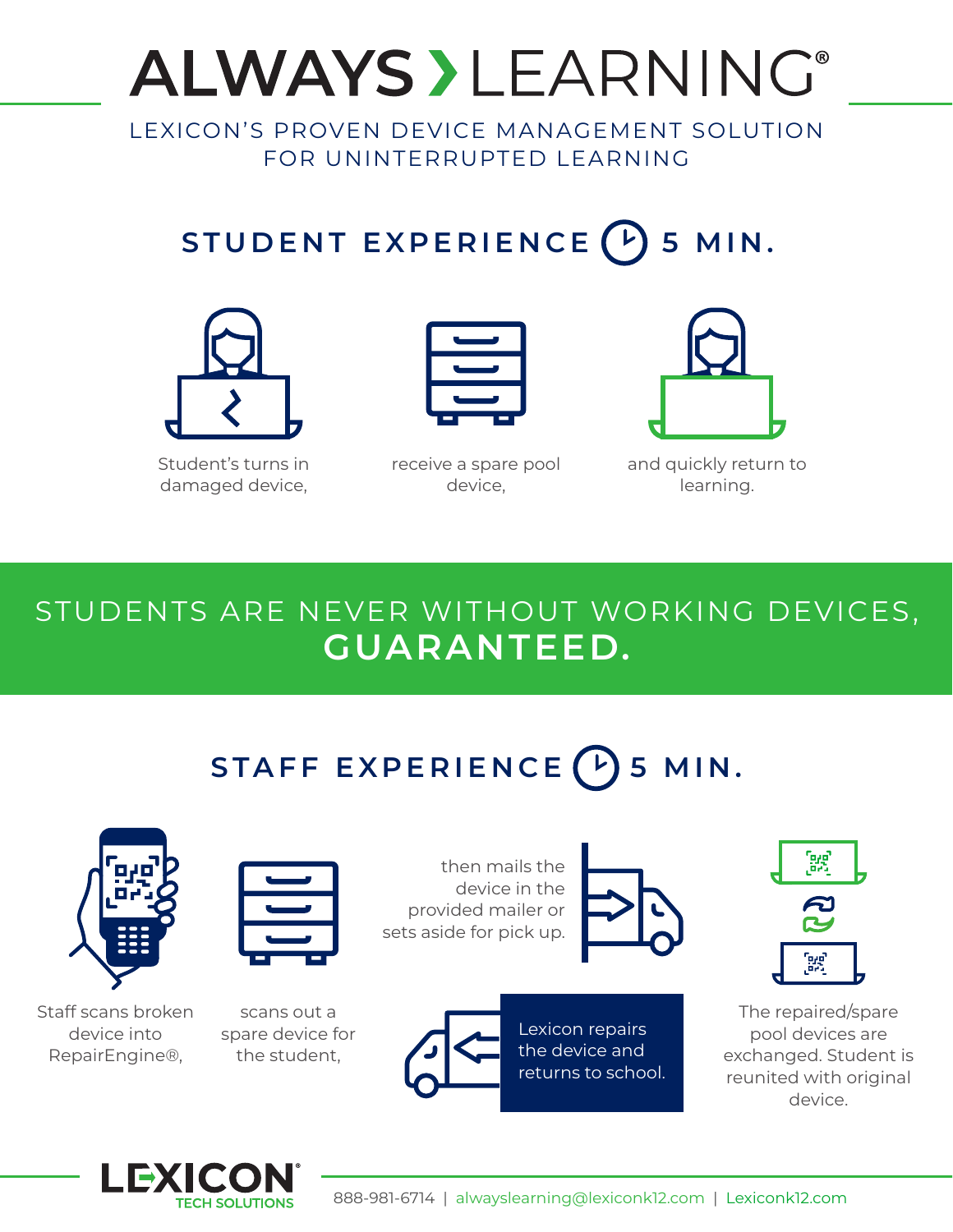# ALWAYS › LEARNING®

LEXICON'S PROVEN DEVICE MANAGEMENT SOLUTION FOR UNINTERRUPTED LEARNING

## STUDENT EXPERIENCE 5 MIN.

Student's turns in damaged device,

receive a spare pool device,

and quickly return to learning.

## STUDENTS ARE NEVER WITHOUT WORKING DEVICES, **GUARANTEED.**

## STAFF EXPERIENCE 5 MIN.

Staff scans broken device into RepairEngine®,

scans out a spare device for the student,

then mails the device in the provided mailer or sets aside for pick up.

Lexicon repairs the device and returns to school.

The repaired/spare pool devices are exchanged. Student is reunited with original device.

LEXICON TECH SOLUTIONS

888-981-6714 | alwayslearning@lexiconk12.com | Lexiconk12.com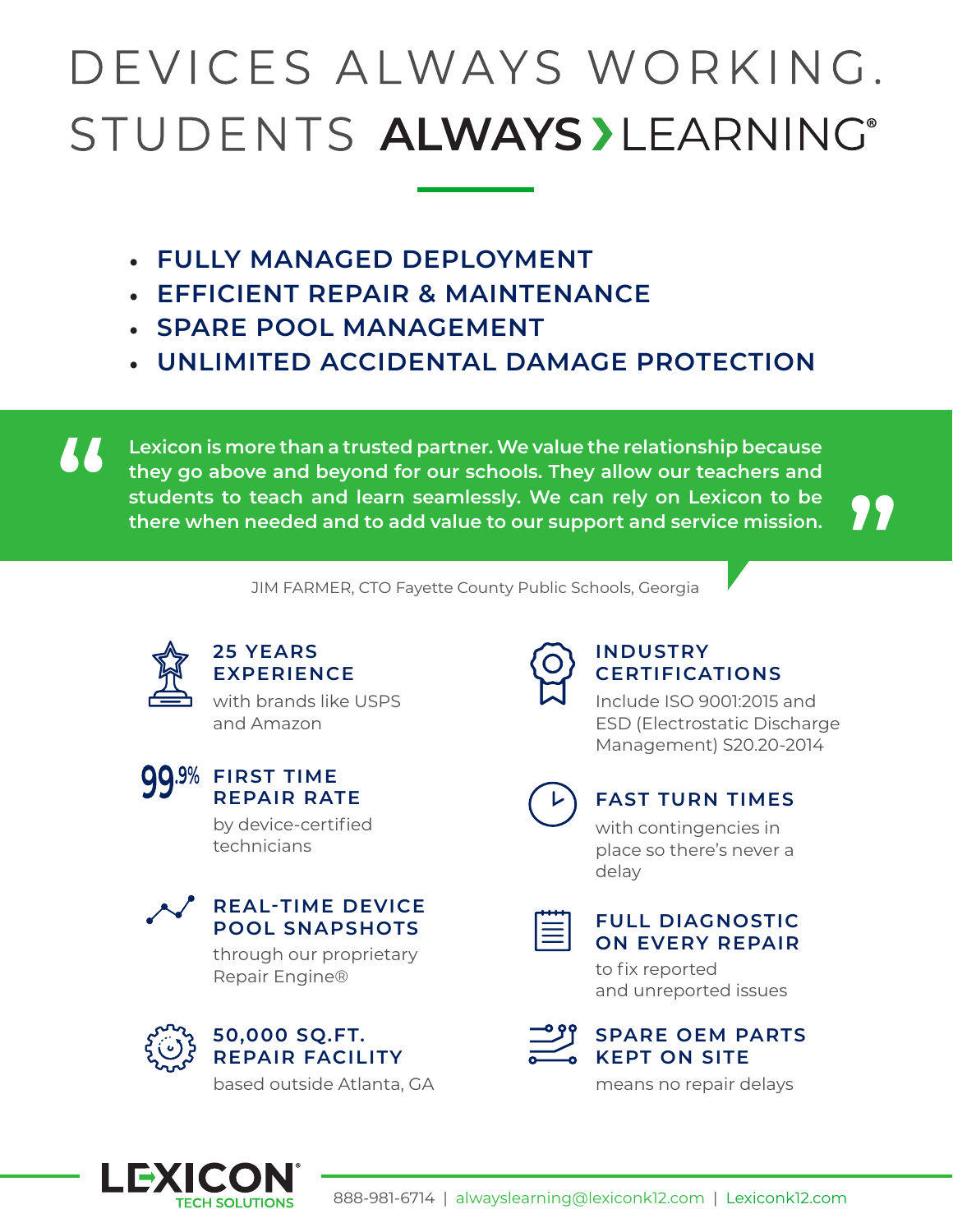# DEVICES ALWAYS WORKING. STUDENTS ALWAYS LEARNING®

- **FULLY MANAGED DEPLOYMENT**
- **EFFICIENT REPAIR & MAINTENANCE**
- **SPARE POOL MANAGEMENT**
- **UNLIMITED ACCIDENTAL DAMAGE PROTECTION**

> **“Lexicon is more than a trusted partner. We value the relationship because they go above and beyond for our schools. They allow our teachers and students to teach and learn seamlessly. We can rely on Lexicon to be there when needed and to add value to our support and service mission.”**

JIM FARMER, CTO Fayette County Public Schools, Georgia

### 25 YEARS EXPERIENCE
with brands like USPS and Amazon

### 99.9% FIRST TIME REPAIR RATE
by device-certified technicians

### REAL-TIME DEVICE POOL SNAPSHOTS
through our proprietary Repair Engine®

### 50,000 SQ.FT. REPAIR FACILITY
based outside Atlanta, GA

### INDUSTRY CERTIFICATIONS
Include ISO 9001:2015 and ESD (Electrostatic Discharge Management) S20.20-2014

### FAST TURN TIMES
with contingencies in place so there's never a delay

### FULL DIAGNOSTIC ON EVERY REPAIR
to fix reported and unreported issues

### SPARE OEM PARTS KEPT ON SITE
means no repair delays

LEXICON® TECH SOLUTIONS

888-981-6714 | alwayslearning@lexiconk12.com | Lexiconk12.com